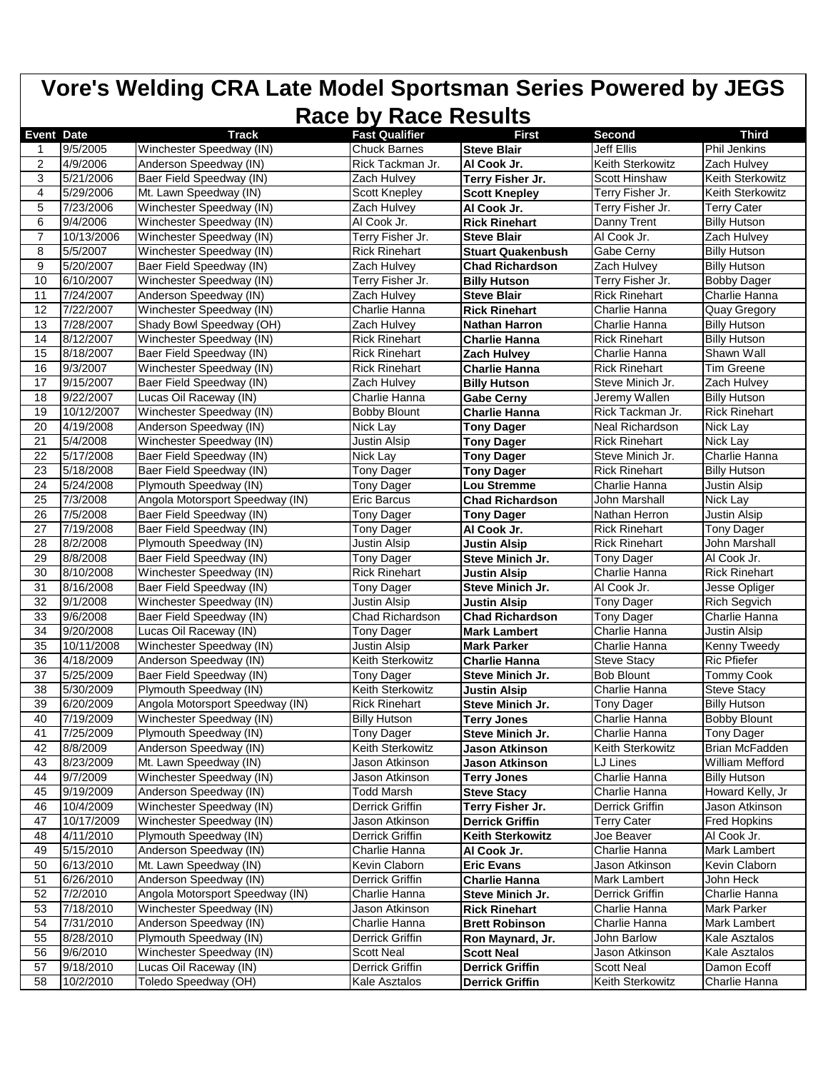# Vore's Welding CRA Late Model Sportsman Series Powered by JEGS Race by Race Results

| Event | Date | Track | Fast Qualifier | First | Second | Third |
|---|---|---|---|---|---|---|
| 1 | 9/5/2005 | Winchester Speedway (IN) | Chuck Barnes | **Steve Blair** | Jeff Ellis | Phil Jenkins |
| 2 | 4/9/2006 | Anderson Speedway (IN) | Rick Tackman Jr. | **Al Cook Jr.** | Keith Sterkowitz | Zach Hulvey |
| 3 | 5/21/2006 | Baer Field Speedway (IN) | Zach Hulvey | **Terry Fisher Jr.** | Scott Hinshaw | Keith Sterkowitz |
| 4 | 5/29/2006 | Mt. Lawn Speedway (IN) | Scott Knepley | **Scott Knepley** | Terry Fisher Jr. | Keith Sterkowitz |
| 5 | 7/23/2006 | Winchester Speedway (IN) | Zach Hulvey | **Al Cook Jr.** | Terry Fisher Jr. | Terry Cater |
| 6 | 9/4/2006 | Winchester Speedway (IN) | Al Cook Jr. | **Rick Rinehart** | Danny Trent | Billy Hutson |
| 7 | 10/13/2006 | Winchester Speedway (IN) | Terry Fisher Jr. | **Steve Blair** | Al Cook Jr. | Zach Hulvey |
| 8 | 5/5/2007 | Winchester Speedway (IN) | Rick Rinehart | **Stuart Quakenbush** | Gabe Cerny | Billy Hutson |
| 9 | 5/20/2007 | Baer Field Speedway (IN) | Zach Hulvey | **Chad Richardson** | Zach Hulvey | Billy Hutson |
| 10 | 6/10/2007 | Winchester Speedway (IN) | Terry Fisher Jr. | **Billy Hutson** | Terry Fisher Jr. | Bobby Dager |
| 11 | 7/24/2007 | Anderson Speedway (IN) | Zach Hulvey | **Steve Blair** | Rick Rinehart | Charlie Hanna |
| 12 | 7/22/2007 | Winchester Speedway (IN) | Charlie Hanna | **Rick Rinehart** | Charlie Hanna | Quay Gregory |
| 13 | 7/28/2007 | Shady Bowl Speedway (OH) | Zach Hulvey | **Nathan Harron** | Charlie Hanna | Billy Hutson |
| 14 | 8/12/2007 | Winchester Speedway (IN) | Rick Rinehart | **Charlie Hanna** | Rick Rinehart | Billy Hutson |
| 15 | 8/18/2007 | Baer Field Speedway (IN) | Rick Rinehart | **Zach Hulvey** | Charlie Hanna | Shawn Wall |
| 16 | 9/3/2007 | Winchester Speedway (IN) | Rick Rinehart | **Charlie Hanna** | Rick Rinehart | Tim Greene |
| 17 | 9/15/2007 | Baer Field Speedway (IN) | Zach Hulvey | **Billy Hutson** | Steve Minich Jr. | Zach Hulvey |
| 18 | 9/22/2007 | Lucas Oil Raceway (IN) | Charlie Hanna | **Gabe Cerny** | Jeremy Wallen | Billy Hutson |
| 19 | 10/12/2007 | Winchester Speedway (IN) | Bobby Blount | **Charlie Hanna** | Rick Tackman Jr. | Rick Rinehart |
| 20 | 4/19/2008 | Anderson Speedway (IN) | Nick Lay | **Tony Dager** | Neal Richardson | Nick Lay |
| 21 | 5/4/2008 | Winchester Speedway (IN) | Justin Alsip | **Tony Dager** | Rick Rinehart | Nick Lay |
| 22 | 5/17/2008 | Baer Field Speedway (IN) | Nick Lay | **Tony Dager** | Steve Minich Jr. | Charlie Hanna |
| 23 | 5/18/2008 | Baer Field Speedway (IN) | Tony Dager | **Tony Dager** | Rick Rinehart | Billy Hutson |
| 24 | 5/24/2008 | Plymouth Speedway (IN) | Tony Dager | **Lou Stremme** | Charlie Hanna | Justin Alsip |
| 25 | 7/3/2008 | Angola Motorsport Speedway (IN) | Eric Barcus | **Chad Richardson** | John Marshall | Nick Lay |
| 26 | 7/5/2008 | Baer Field Speedway (IN) | Tony Dager | **Tony Dager** | Nathan Herron | Justin Alsip |
| 27 | 7/19/2008 | Baer Field Speedway (IN) | Tony Dager | **Al Cook Jr.** | Rick Rinehart | Tony Dager |
| 28 | 8/2/2008 | Plymouth Speedway (IN) | Justin Alsip | **Justin Alsip** | Rick Rinehart | John Marshall |
| 29 | 8/8/2008 | Baer Field Speedway (IN) | Tony Dager | **Steve Minich Jr.** | Tony Dager | Al Cook Jr. |
| 30 | 8/10/2008 | Winchester Speedway (IN) | Rick Rinehart | **Justin Alsip** | Charlie Hanna | Rick Rinehart |
| 31 | 8/16/2008 | Baer Field Speedway (IN) | Tony Dager | **Steve Minich Jr.** | Al Cook Jr. | Jesse Opliger |
| 32 | 9/1/2008 | Winchester Speedway (IN) | Justin Alsip | **Justin Alsip** | Tony Dager | Rich Segvich |
| 33 | 9/6/2008 | Baer Field Speedway (IN) | Chad Richardson | **Chad Richardson** | Tony Dager | Charlie Hanna |
| 34 | 9/20/2008 | Lucas Oil Raceway (IN) | Tony Dager | **Mark Lambert** | Charlie Hanna | Justin Alsip |
| 35 | 10/11/2008 | Winchester Speedway (IN) | Justin Alsip | **Mark Parker** | Charlie Hanna | Kenny Tweedy |
| 36 | 4/18/2009 | Anderson Speedway (IN) | Keith Sterkowitz | **Charlie Hanna** | Steve Stacy | Ric Pfiefer |
| 37 | 5/25/2009 | Baer Field Speedway (IN) | Tony Dager | **Steve Minich Jr.** | Bob Blount | Tommy Cook |
| 38 | 5/30/2009 | Plymouth Speedway (IN) | Keith Sterkowitz | **Justin Alsip** | Charlie Hanna | Steve Stacy |
| 39 | 6/20/2009 | Angola Motorsport Speedway (IN) | Rick Rinehart | **Steve Minich Jr.** | Tony Dager | Billy Hutson |
| 40 | 7/19/2009 | Winchester Speedway (IN) | Billy Hutson | **Terry Jones** | Charlie Hanna | Bobby Blount |
| 41 | 7/25/2009 | Plymouth Speedway (IN) | Tony Dager | **Steve Minich Jr.** | Charlie Hanna | Tony Dager |
| 42 | 8/8/2009 | Anderson Speedway (IN) | Keith Sterkowitz | **Jason Atkinson** | Keith Sterkowitz | Brian McFadden |
| 43 | 8/23/2009 | Mt. Lawn Speedway (IN) | Jason Atkinson | **Jason Atkinson** | LJ Lines | William Mefford |
| 44 | 9/7/2009 | Winchester Speedway (IN) | Jason Atkinson | **Terry Jones** | Charlie Hanna | Billy Hutson |
| 45 | 9/19/2009 | Anderson Speedway (IN) | Todd Marsh | **Steve Stacy** | Charlie Hanna | Howard Kelly, Jr |
| 46 | 10/4/2009 | Winchester Speedway (IN) | Derrick Griffin | **Terry Fisher Jr.** | Derrick Griffin | Jason Atkinson |
| 47 | 10/17/2009 | Winchester Speedway (IN) | Jason Atkinson | **Derrick Griffin** | Terry Cater | Fred Hopkins |
| 48 | 4/11/2010 | Plymouth Speedway (IN) | Derrick Griffin | **Keith Sterkowitz** | Joe Beaver | Al Cook Jr. |
| 49 | 5/15/2010 | Anderson Speedway (IN) | Charlie Hanna | **Al Cook Jr.** | Charlie Hanna | Mark Lambert |
| 50 | 6/13/2010 | Mt. Lawn Speedway (IN) | Kevin Claborn | **Eric Evans** | Jason Atkinson | Kevin Claborn |
| 51 | 6/26/2010 | Anderson Speedway (IN) | Derrick Griffin | **Charlie Hanna** | Mark Lambert | John Heck |
| 52 | 7/2/2010 | Angola Motorsport Speedway (IN) | Charlie Hanna | **Steve Minich Jr.** | Derrick Griffin | Charlie Hanna |
| 53 | 7/18/2010 | Winchester Speedway (IN) | Jason Atkinson | **Rick Rinehart** | Charlie Hanna | Mark Parker |
| 54 | 7/31/2010 | Anderson Speedway (IN) | Charlie Hanna | **Brett Robinson** | Charlie Hanna | Mark Lambert |
| 55 | 8/28/2010 | Plymouth Speedway (IN) | Derrick Griffin | **Ron Maynard, Jr.** | John Barlow | Kale Asztalos |
| 56 | 9/6/2010 | Winchester Speedway (IN) | Scott Neal | **Scott Neal** | Jason Atkinson | Kale Asztalos |
| 57 | 9/18/2010 | Lucas Oil Raceway (IN) | Derrick Griffin | **Derrick Griffin** | Scott Neal | Damon Ecoff |
| 58 | 10/2/2010 | Toledo Speedway (OH) | Kale Asztalos | **Derrick Griffin** | Keith Sterkowitz | Charlie Hanna |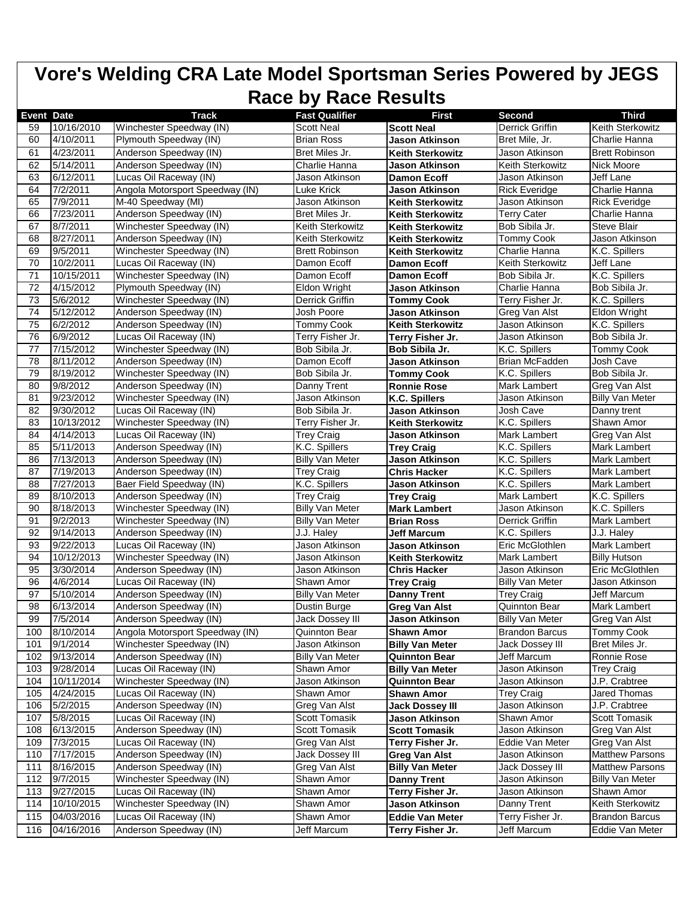# Vore's Welding CRA Late Model Sportsman Series Powered by JEGS

## Race by Race Results

| Event | Date | Track | Fast Qualifier | First | Second | Third |
|---|---|---|---|---|---|---|
| 59 | 10/16/2010 | Winchester Speedway (IN) | Scott Neal | **Scott Neal** | Derrick Griffin | Keith Sterkowitz |
| 60 | 4/10/2011 | Plymouth Speedway (IN) | Brian Ross | **Jason Atkinson** | Bret Mile, Jr. | Charlie Hanna |
| 61 | 4/23/2011 | Anderson Speedway (IN) | Bret Miles Jr. | **Keith Sterkowitz** | Jason Atkinson | Brett Robinson |
| 62 | 5/14/2011 | Anderson Speedway (IN) | Charlie Hanna | **Jason Atkinson** | Keith Sterkowitz | Nick Moore |
| 63 | 6/12/2011 | Lucas Oil Raceway (IN) | Jason Atkinson | **Damon Ecoff** | Jason Atkinson | Jeff Lane |
| 64 | 7/2/2011 | Angola Motorsport Speedway (IN) | Luke Krick | **Jason Atkinson** | Rick Everidge | Charlie Hanna |
| 65 | 7/9/2011 | M-40 Speedway (MI) | Jason Atkinson | **Keith Sterkowitz** | Jason Atkinson | Rick Everidge |
| 66 | 7/23/2011 | Anderson Speedway (IN) | Bret Miles Jr. | **Keith Sterkowitz** | Terry Cater | Charlie Hanna |
| 67 | 8/7/2011 | Winchester Speedway (IN) | Keith Sterkowitz | **Keith Sterkowitz** | Bob Sibila Jr. | Steve Blair |
| 68 | 8/27/2011 | Anderson Speedway (IN) | Keith Sterkowitz | **Keith Sterkowitz** | Tommy Cook | Jason Atkinson |
| 69 | 9/5/2011 | Winchester Speedway (IN) | Brett Robinson | **Keith Sterkowitz** | Charlie Hanna | K.C. Spillers |
| 70 | 10/2/2011 | Lucas Oil Raceway (IN) | Damon Ecoff | **Damon Ecoff** | Keith Sterkowitz | Jeff Lane |
| 71 | 10/15/2011 | Winchester Speedway (IN) | Damon Ecoff | **Damon Ecoff** | Bob Sibila Jr. | K.C. Spillers |
| 72 | 4/15/2012 | Plymouth Speedway (IN) | Eldon Wright | **Jason Atkinson** | Charlie Hanna | Bob Sibila Jr. |
| 73 | 5/6/2012 | Winchester Speedway (IN) | Derrick Griffin | **Tommy Cook** | Terry Fisher Jr. | K.C. Spillers |
| 74 | 5/12/2012 | Anderson Speedway (IN) | Josh Poore | **Jason Atkinson** | Greg Van Alst | Eldon Wright |
| 75 | 6/2/2012 | Anderson Speedway (IN) | Tommy Cook | **Keith Sterkowitz** | Jason Atkinson | K.C. Spillers |
| 76 | 6/9/2012 | Lucas Oil Raceway (IN) | Terry Fisher Jr. | **Terry Fisher Jr.** | Jason Atkinson | Bob Sibila Jr. |
| 77 | 7/15/2012 | Winchester Speedway (IN) | Bob Sibila Jr. | **Bob Sibila Jr.** | K.C. Spillers | Tommy Cook |
| 78 | 8/11/2012 | Anderson Speedway (IN) | Damon Ecoff | **Jason Atkinson** | Brian McFadden | Josh Cave |
| 79 | 8/19/2012 | Winchester Speedway (IN) | Bob Sibila Jr. | **Tommy Cook** | K.C. Spillers | Bob Sibila Jr. |
| 80 | 9/8/2012 | Anderson Speedway (IN) | Danny Trent | **Ronnie Rose** | Mark Lambert | Greg Van Alst |
| 81 | 9/23/2012 | Winchester Speedway (IN) | Jason Atkinson | **K.C. Spillers** | Jason Atkinson | Billy Van Meter |
| 82 | 9/30/2012 | Lucas Oil Raceway (IN) | Bob Sibila Jr. | **Jason Atkinson** | Josh Cave | Danny trent |
| 83 | 10/13/2012 | Winchester Speedway (IN) | Terry Fisher Jr. | **Keith Sterkowitz** | K.C. Spillers | Shawn Amor |
| 84 | 4/14/2013 | Lucas Oil Raceway (IN) | Trey Craig | **Jason Atkinson** | Mark Lambert | Greg Van Alst |
| 85 | 5/11/2013 | Anderson Speedway (IN) | K.C. Spillers | **Trey Craig** | K.C. Spillers | Mark Lambert |
| 86 | 7/13/2013 | Anderson Speedway (IN) | Billy Van Meter | **Jason Atkinson** | K.C. Spillers | Mark Lambert |
| 87 | 7/19/2013 | Anderson Speedway (IN) | Trey Craig | **Chris Hacker** | K.C. Spillers | Mark Lambert |
| 88 | 7/27/2013 | Baer Field Speedway (IN) | K.C. Spillers | **Jason Atkinson** | K.C. Spillers | Mark Lambert |
| 89 | 8/10/2013 | Anderson Speedway (IN) | Trey Craig | **Trey Craig** | Mark Lambert | K.C. Spillers |
| 90 | 8/18/2013 | Winchester Speedway (IN) | Billy Van Meter | **Mark Lambert** | Jason Atkinson | K.C. Spillers |
| 91 | 9/2/2013 | Winchester Speedway (IN) | Billy Van Meter | **Brian Ross** | Derrick Griffin | Mark Lambert |
| 92 | 9/14/2013 | Anderson Speedway (IN) | J.J. Haley | **Jeff Marcum** | K.C. Spillers | J.J. Haley |
| 93 | 9/22/2013 | Lucas Oil Raceway (IN) | Jason Atkinson | **Jason Atkinson** | Eric McGlothlen | Mark Lambert |
| 94 | 10/12/2013 | Winchester Speedway (IN) | Jason Atkinson | **Keith Sterkowitz** | Mark Lambert | Billy Hutson |
| 95 | 3/30/2014 | Anderson Speedway (IN) | Jason Atkinson | **Chris Hacker** | Jason Atkinson | Eric McGlothlen |
| 96 | 4/6/2014 | Lucas Oil Raceway (IN) | Shawn Amor | **Trey Craig** | Billy Van Meter | Jason Atkinson |
| 97 | 5/10/2014 | Anderson Speedway (IN) | Billy Van Meter | **Danny Trent** | Trey Craig | Jeff Marcum |
| 98 | 6/13/2014 | Anderson Speedway (IN) | Dustin Burge | **Greg Van Alst** | Quinnton Bear | Mark Lambert |
| 99 | 7/5/2014 | Anderson Speedway (IN) | Jack Dossey III | **Jason Atkinson** | Billy Van Meter | Greg Van Alst |
| 100 | 8/10/2014 | Angola Motorsport Speedway (IN) | Quinnton Bear | **Shawn Amor** | Brandon Barcus | Tommy Cook |
| 101 | 9/1/2014 | Winchester Speedway (IN) | Jason Atkinson | **Billy Van Meter** | Jack Dossey III | Bret Miles Jr. |
| 102 | 9/13/2014 | Anderson Speedway (IN) | Billy Van Meter | **Quinnton Bear** | Jeff Marcum | Ronnie Rose |
| 103 | 9/28/2014 | Lucas Oil Raceway (IN) | Shawn Amor | **Billy Van Meter** | Jason Atkinson | Trey Craig |
| 104 | 10/11/2014 | Winchester Speedway (IN) | Jason Atkinson | **Quinnton Bear** | Jason Atkinson | J.P. Crabtree |
| 105 | 4/24/2015 | Lucas Oil Raceway (IN) | Shawn Amor | **Shawn Amor** | Trey Craig | Jared Thomas |
| 106 | 5/2/2015 | Anderson Speedway (IN) | Greg Van Alst | **Jack Dossey III** | Jason Atkinson | J.P. Crabtree |
| 107 | 5/8/2015 | Lucas Oil Raceway (IN) | Scott Tomasik | **Jason Atkinson** | Shawn Amor | Scott Tomasik |
| 108 | 6/13/2015 | Anderson Speedway (IN) | Scott Tomasik | **Scott Tomasik** | Jason Atkinson | Greg Van Alst |
| 109 | 7/3/2015 | Lucas Oil Raceway (IN) | Greg Van Alst | **Terry Fisher Jr.** | Eddie Van Meter | Greg Van Alst |
| 110 | 7/17/2015 | Anderson Speedway (IN) | Jack Dossey III | **Greg Van Alst** | Jason Atkinson | Matthew Parsons |
| 111 | 8/16/2015 | Anderson Speedway (IN) | Greg Van Alst | **Billy Van Meter** | Jack Dossey III | Matthew Parsons |
| 112 | 9/7/2015 | Winchester Speedway (IN) | Shawn Amor | **Danny Trent** | Jason Atkinson | Billy Van Meter |
| 113 | 9/27/2015 | Lucas Oil Raceway (IN) | Shawn Amor | **Terry Fisher Jr.** | Jason Atkinson | Shawn Amor |
| 114 | 10/10/2015 | Winchester Speedway (IN) | Shawn Amor | **Jason Atkinson** | Danny Trent | Keith Sterkowitz |
| 115 | 04/03/2016 | Lucas Oil Raceway (IN) | Shawn Amor | **Eddie Van Meter** | Terry Fisher Jr. | Brandon Barcus |
| 116 | 04/16/2016 | Anderson Speedway (IN) | Jeff Marcum | **Terry Fisher Jr.** | Jeff Marcum | Eddie Van Meter |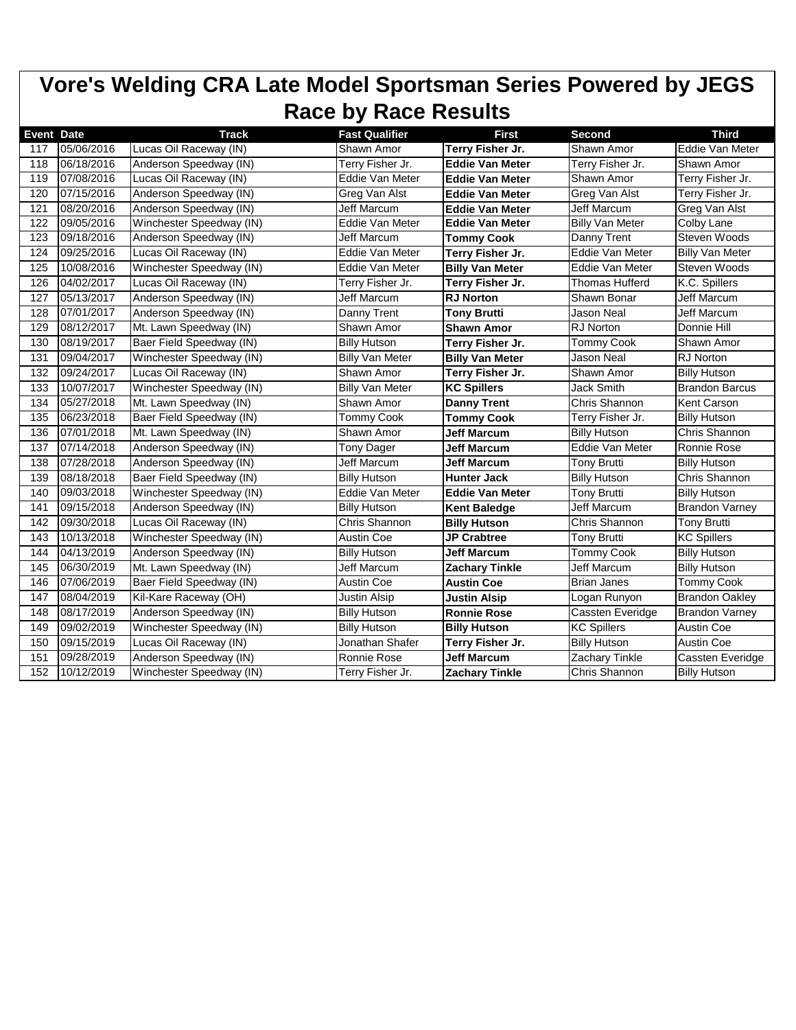# Vore's Welding CRA Late Model Sportsman Series Powered by JEGS
## Race by Race Results

| Event | Date | Track | Fast Qualifier | First | Second | Third |
|---|---|---|---|---|---|---|
| 117 | 05/06/2016 | Lucas Oil Raceway (IN) | Shawn Amor | **Terry Fisher Jr.** | Shawn Amor | Eddie Van Meter |
| 118 | 06/18/2016 | Anderson Speedway (IN) | Terry Fisher Jr. | **Eddie Van Meter** | Terry Fisher Jr. | Shawn Amor |
| 119 | 07/08/2016 | Lucas Oil Raceway (IN) | Eddie Van Meter | **Eddie Van Meter** | Shawn Amor | Terry Fisher Jr. |
| 120 | 07/15/2016 | Anderson Speedway (IN) | Greg Van Alst | **Eddie Van Meter** | Greg Van Alst | Terry Fisher Jr. |
| 121 | 08/20/2016 | Anderson Speedway (IN) | Jeff Marcum | **Eddie Van Meter** | Jeff Marcum | Greg Van Alst |
| 122 | 09/05/2016 | Winchester Speedway (IN) | Eddie Van Meter | **Eddie Van Meter** | Billy Van Meter | Colby Lane |
| 123 | 09/18/2016 | Anderson Speedway (IN) | Jeff Marcum | **Tommy Cook** | Danny Trent | Steven Woods |
| 124 | 09/25/2016 | Lucas Oil Raceway (IN) | Eddie Van Meter | **Terry Fisher Jr.** | Eddie Van Meter | Billy Van Meter |
| 125 | 10/08/2016 | Winchester Speedway (IN) | Eddie Van Meter | **Billy Van Meter** | Eddie Van Meter | Steven Woods |
| 126 | 04/02/2017 | Lucas Oil Raceway (IN) | Terry Fisher Jr. | **Terry Fisher Jr.** | Thomas Hufferd | K.C. Spillers |
| 127 | 05/13/2017 | Anderson Speedway (IN) | Jeff Marcum | **RJ Norton** | Shawn Bonar | Jeff Marcum |
| 128 | 07/01/2017 | Anderson Speedway (IN) | Danny Trent | **Tony Brutti** | Jason Neal | Jeff Marcum |
| 129 | 08/12/2017 | Mt. Lawn Speedway (IN) | Shawn Amor | **Shawn Amor** | RJ Norton | Donnie Hill |
| 130 | 08/19/2017 | Baer Field Speedway (IN) | Billy Hutson | **Terry Fisher Jr.** | Tommy Cook | Shawn Amor |
| 131 | 09/04/2017 | Winchester Speedway (IN) | Billy Van Meter | **Billy Van Meter** | Jason Neal | RJ Norton |
| 132 | 09/24/2017 | Lucas Oil Raceway (IN) | Shawn Amor | **Terry Fisher Jr.** | Shawn Amor | Billy Hutson |
| 133 | 10/07/2017 | Winchester Speedway (IN) | Billy Van Meter | **KC Spillers** | Jack Smith | Brandon Barcus |
| 134 | 05/27/2018 | Mt. Lawn Speedway (IN) | Shawn Amor | **Danny Trent** | Chris Shannon | Kent Carson |
| 135 | 06/23/2018 | Baer Field Speedway (IN) | Tommy Cook | **Tommy Cook** | Terry Fisher Jr. | Billy Hutson |
| 136 | 07/01/2018 | Mt. Lawn Speedway (IN) | Shawn Amor | **Jeff Marcum** | Billy Hutson | Chris Shannon |
| 137 | 07/14/2018 | Anderson Speedway (IN) | Tony Dager | **Jeff Marcum** | Eddie Van Meter | Ronnie Rose |
| 138 | 07/28/2018 | Anderson Speedway (IN) | Jeff Marcum | **Jeff Marcum** | Tony Brutti | Billy Hutson |
| 139 | 08/18/2018 | Baer Field Speedway (IN) | Billy Hutson | **Hunter Jack** | Billy Hutson | Chris Shannon |
| 140 | 09/03/2018 | Winchester Speedway (IN) | Eddie Van Meter | **Eddie Van Meter** | Tony Brutti | Billy Hutson |
| 141 | 09/15/2018 | Anderson Speedway (IN) | Billy Hutson | **Kent Baledge** | Jeff Marcum | Brandon Varney |
| 142 | 09/30/2018 | Lucas Oil Raceway (IN) | Chris Shannon | **Billy Hutson** | Chris Shannon | Tony Brutti |
| 143 | 10/13/2018 | Winchester Speedway (IN) | Austin Coe | **JP Crabtree** | Tony Brutti | KC Spillers |
| 144 | 04/13/2019 | Anderson Speedway (IN) | Billy Hutson | **Jeff Marcum** | Tommy Cook | Billy Hutson |
| 145 | 06/30/2019 | Mt. Lawn Speedway (IN) | Jeff Marcum | **Zachary Tinkle** | Jeff Marcum | Billy Hutson |
| 146 | 07/06/2019 | Baer Field Speedway (IN) | Austin Coe | **Austin Coe** | Brian Janes | Tommy Cook |
| 147 | 08/04/2019 | Kil-Kare Raceway (OH) | Justin Alsip | **Justin Alsip** | Logan Runyon | Brandon Oakley |
| 148 | 08/17/2019 | Anderson Speedway (IN) | Billy Hutson | **Ronnie Rose** | Cassten Everidge | Brandon Varney |
| 149 | 09/02/2019 | Winchester Speedway (IN) | Billy Hutson | **Billy Hutson** | KC Spillers | Austin Coe |
| 150 | 09/15/2019 | Lucas Oil Raceway (IN) | Jonathan Shafer | **Terry Fisher Jr.** | Billy Hutson | Austin Coe |
| 151 | 09/28/2019 | Anderson Speedway (IN) | Ronnie Rose | **Jeff Marcum** | Zachary Tinkle | Cassten Everidge |
| 152 | 10/12/2019 | Winchester Speedway (IN) | Terry Fisher Jr. | **Zachary Tinkle** | Chris Shannon | Billy Hutson |